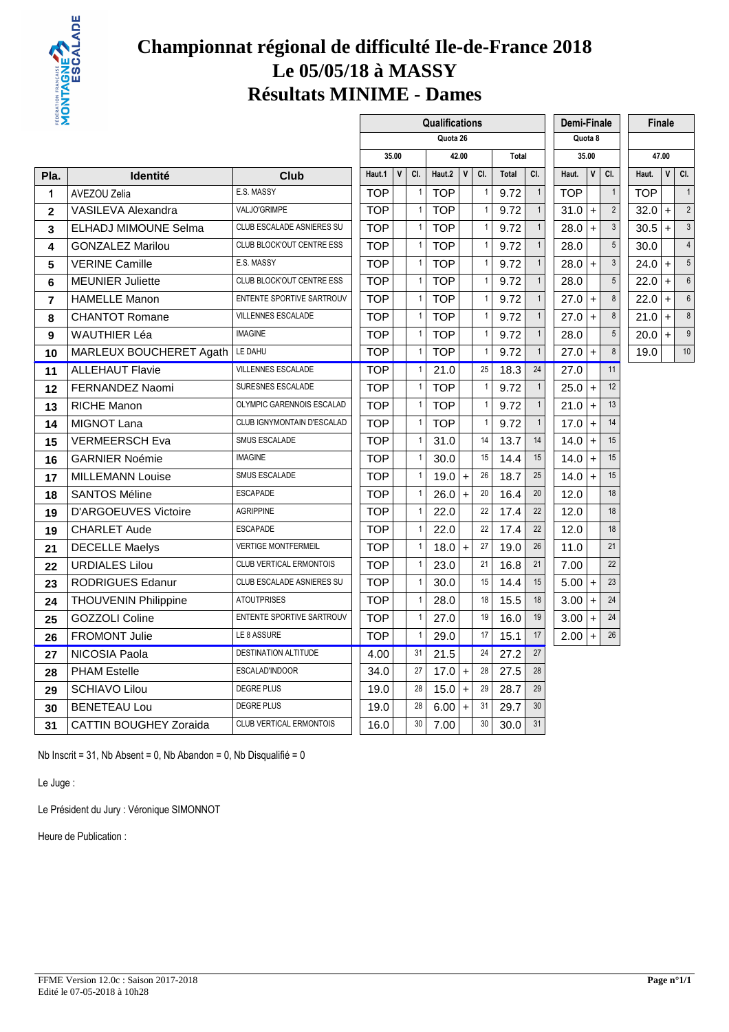# Championnat régional de difficulté Ile-de-France 2018
# Le 05/05/18 à MASSY
# Résultats MINIME - Dames

| | | | Qualifications | | | | | | | | | Demi-Finale | | | Finale | | |
|---|---|---|---|---|---|---|---|---|---|---|---|---|---|---|---|---|---|
| | | | Quota 26 | | | | | | | | | Quota 8 | | | | | |
| | | | 35.00 | | | 42.00 | | | Total | | | 35.00 | | | 47.00 | | |
| **Pla.** | **Identité** | **Club** | Haut.1 | V | Cl. | Haut.2 | V | Cl. | Total | | Cl. | Haut. | V | Cl. | Haut. | V | Cl. |
| 1 | AVEZOU Zelia | E.S. MASSY | TOP | | 1 | TOP | | 1 | 9.72 | | 1 | TOP | | 1 | TOP | | 1 |
| 2 | VASILEVA Alexandra | VALJO'GRIMPE | TOP | | 1 | TOP | | 1 | 9.72 | | 1 | 31.0 | + | 2 | 32.0 | + | 2 |
| 3 | ELHADJ MIMOUNE Selma | CLUB ESCALADE ASNIERES SU | TOP | | 1 | TOP | | 1 | 9.72 | | 1 | 28.0 | + | 3 | 30.5 | + | 3 |
| 4 | GONZALEZ Marilou | CLUB BLOCK'OUT CENTRE ESS | TOP | | 1 | TOP | | 1 | 9.72 | | 1 | 28.0 | | 5 | 30.0 | | 4 |
| 5 | VERINE Camille | E.S. MASSY | TOP | | 1 | TOP | | 1 | 9.72 | | 1 | 28.0 | + | 3 | 24.0 | + | 5 |
| 6 | MEUNIER Juliette | CLUB BLOCK'OUT CENTRE ESS | TOP | | 1 | TOP | | 1 | 9.72 | | 1 | 28.0 | | 5 | 22.0 | + | 6 |
| 7 | HAMELLE Manon | ENTENTE SPORTIVE SARTROUV | TOP | | 1 | TOP | | 1 | 9.72 | | 1 | 27.0 | + | 8 | 22.0 | + | 6 |
| 8 | CHANTOT Romane | VILLENNES ESCALADE | TOP | | 1 | TOP | | 1 | 9.72 | | 1 | 27.0 | + | 8 | 21.0 | + | 8 |
| 9 | WAUTHIER Léa | IMAGINE | TOP | | 1 | TOP | | 1 | 9.72 | | 1 | 28.0 | | 5 | 20.0 | + | 9 |
| 10 | MARLEUX BOUCHERET Agath | LE DAHU | TOP | | 1 | TOP | | 1 | 9.72 | | 1 | 27.0 | + | 8 | 19.0 | | 10 |
| 11 | ALLEHAUT Flavie | VILLENNES ESCALADE | TOP | | 1 | 21.0 | | 25 | 18.3 | | 24 | 27.0 | | 11 | | | |
| 12 | FERNANDEZ Naomi | SURESNES ESCALADE | TOP | | 1 | TOP | | 1 | 9.72 | | 1 | 25.0 | + | 12 | | | |
| 13 | RICHE Manon | OLYMPIC GARENNOIS ESCALAD | TOP | | 1 | TOP | | 1 | 9.72 | | 1 | 21.0 | + | 13 | | | |
| 14 | MIGNOT Lana | CLUB IGNYMONTAIN D'ESCALAD | TOP | | 1 | TOP | | 1 | 9.72 | | 1 | 17.0 | + | 14 | | | |
| 15 | VERMEERSCH Eva | SMUS ESCALADE | TOP | | 1 | 31.0 | | 14 | 13.7 | | 14 | 14.0 | + | 15 | | | |
| 16 | GARNIER Noémie | IMAGINE | TOP | | 1 | 30.0 | | 15 | 14.4 | | 15 | 14.0 | + | 15 | | | |
| 17 | MILLEMANN Louise | SMUS ESCALADE | TOP | | 1 | 19.0 | + | 26 | 18.7 | | 25 | 14.0 | + | 15 | | | |
| 18 | SANTOS Méline | ESCAPADE | TOP | | 1 | 26.0 | + | 20 | 16.4 | | 20 | 12.0 | | 18 | | | |
| 19 | D'ARGOEUVES Victoire | AGRIPPINE | TOP | | 1 | 22.0 | | 22 | 17.4 | | 22 | 12.0 | | 18 | | | |
| 19 | CHARLET Aude | ESCAPADE | TOP | | 1 | 22.0 | | 22 | 17.4 | | 22 | 12.0 | | 18 | | | |
| 21 | DECELLE Maelys | VERTIGE MONTFERMEIL | TOP | | 1 | 18.0 | + | 27 | 19.0 | | 26 | 11.0 | | 21 | | | |
| 22 | URDIALES Lilou | CLUB VERTICAL ERMONTOIS | TOP | | 1 | 23.0 | | 21 | 16.8 | | 21 | 7.00 | | 22 | | | |
| 23 | RODRIGUES Edanur | CLUB ESCALADE ASNIERES SU | TOP | | 1 | 30.0 | | 15 | 14.4 | | 15 | 5.00 | + | 23 | | | |
| 24 | THOUVENIN Philippine | ATOUTPRISES | TOP | | 1 | 28.0 | | 18 | 15.5 | | 18 | 3.00 | + | 24 | | | |
| 25 | GOZZOLI Coline | ENTENTE SPORTIVE SARTROUV | TOP | | 1 | 27.0 | | 19 | 16.0 | | 19 | 3.00 | + | 24 | | | |
| 26 | FROMONT Julie | LE 8 ASSURE | TOP | | 1 | 29.0 | | 17 | 15.1 | | 17 | 2.00 | + | 26 | | | |
| 27 | NICOSIA Paola | DESTINATION ALTITUDE | 4.00 | | 31 | 21.5 | | 24 | 27.2 | | 27 | | | | | | |
| 28 | PHAM Estelle | ESCALAD'INDOOR | 34.0 | | 27 | 17.0 | + | 28 | 27.5 | | 28 | | | | | | |
| 29 | SCHIAVO Lilou | DEGRE PLUS | 19.0 | | 28 | 15.0 | + | 29 | 28.7 | | 29 | | | | | | |
| 30 | BENETEAU Lou | DEGRE PLUS | 19.0 | | 28 | 6.00 | + | 31 | 29.7 | | 30 | | | | | | |
| 31 | CATTIN BOUGHEY Zoraida | CLUB VERTICAL ERMONTOIS | 16.0 | | 30 | 7.00 | | 30 | 30.0 | | 31 | | | | | | |

Nb Inscrit = 31, Nb Absent = 0, Nb Abandon = 0, Nb Disqualifié = 0

Le Juge :

Le Président du Jury : Véronique SIMONNOT

Heure de Publication :

FFME Version 12.0c : Saison 2017-2018
Edité le 07-05-2018 à 10h28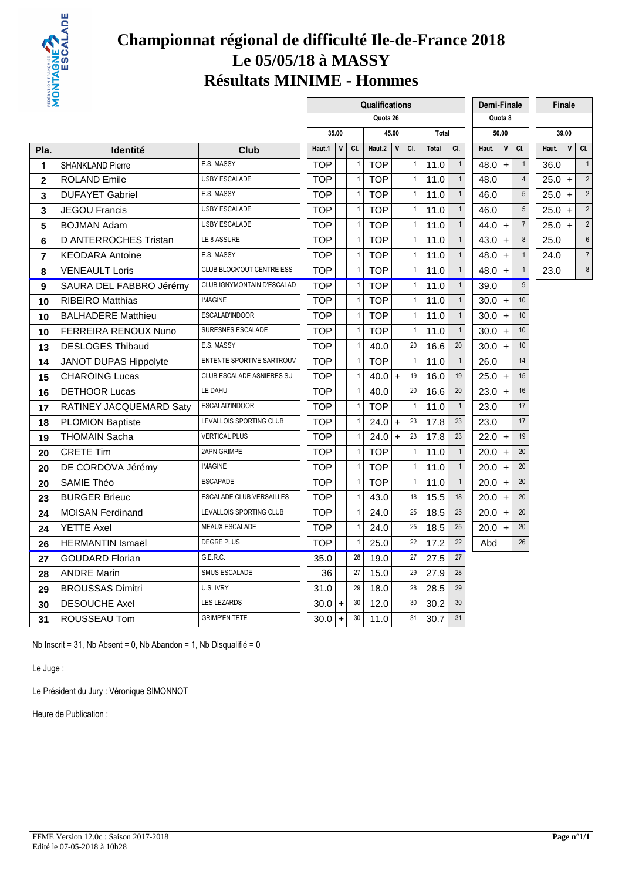# Championnat régional de difficulté Ile-de-France 2018
# Le 05/05/18 à MASSY
# Résultats MINIME - Hommes

| | | | Qualifications | | | | | | | | | Demi-Finale | | | Finale | | |
|---|---|---|---|---|---|---|---|---|---|---|---|---|---|---|---|---|---|
| | | | Quota 26 | | | | | | | | | Quota 8 | | | | | |
| | | | 35.00 | | | 45.00 | | | Total | | | 50.00 | | | 39.00 | | |
| Pla. | Identité | Club | Haut.1 | V | Cl. | Haut.2 | V | Cl. | Total | Cl. | | Haut. | V | Cl. | Haut. | V | Cl. |
| 1 | SHANKLAND Pierre | E.S. MASSY | TOP | | 1 | TOP | | 1 | 11.0 | 1 | | 48.0 | + | 1 | 36.0 | | 1 |
| 2 | ROLAND Emile | USBY ESCALADE | TOP | | 1 | TOP | | 1 | 11.0 | 1 | | 48.0 | | 4 | 25.0 | + | 2 |
| 3 | DUFAYET Gabriel | E.S. MASSY | TOP | | 1 | TOP | | 1 | 11.0 | 1 | | 46.0 | | 5 | 25.0 | + | 2 |
| 3 | JEGOU Francis | USBY ESCALADE | TOP | | 1 | TOP | | 1 | 11.0 | 1 | | 46.0 | | 5 | 25.0 | + | 2 |
| 5 | BOJMAN Adam | USBY ESCALADE | TOP | | 1 | TOP | | 1 | 11.0 | 1 | | 44.0 | + | 7 | 25.0 | + | 2 |
| 6 | D ANTERROCHES Tristan | LE 8 ASSURE | TOP | | 1 | TOP | | 1 | 11.0 | 1 | | 43.0 | + | 8 | 25.0 | | 6 |
| 7 | KEODARA Antoine | E.S. MASSY | TOP | | 1 | TOP | | 1 | 11.0 | 1 | | 48.0 | + | 1 | 24.0 | | 7 |
| 8 | VENEAULT Loris | CLUB BLOCK'OUT CENTRE ESS | TOP | | 1 | TOP | | 1 | 11.0 | 1 | | 48.0 | + | 1 | 23.0 | | 8 |
| 9 | SAURA DEL FABBRO Jérémy | CLUB IGNYMONTAIN D'ESCALAD | TOP | | 1 | TOP | | 1 | 11.0 | 1 | | 39.0 | | 9 | | | |
| 10 | RIBEIRO Matthias | IMAGINE | TOP | | 1 | TOP | | 1 | 11.0 | 1 | | 30.0 | + | 10 | | | |
| 10 | BALHADERE Matthieu | ESCALAD'INDOOR | TOP | | 1 | TOP | | 1 | 11.0 | 1 | | 30.0 | + | 10 | | | |
| 10 | FERREIRA RENOUX Nuno | SURESNES ESCALADE | TOP | | 1 | TOP | | 1 | 11.0 | 1 | | 30.0 | + | 10 | | | |
| 13 | DESLOGES Thibaud | E.S. MASSY | TOP | | 1 | 40.0 | | 20 | 16.6 | 20 | | 30.0 | + | 10 | | | |
| 14 | JANOT DUPAS Hippolyte | ENTENTE SPORTIVE SARTROUV | TOP | | 1 | TOP | | 1 | 11.0 | 1 | | 26.0 | | 14 | | | |
| 15 | CHAROING Lucas | CLUB ESCALADE ASNIERES SU | TOP | | 1 | 40.0 | + | 19 | 16.0 | 19 | | 25.0 | + | 15 | | | |
| 16 | DETHOOR Lucas | LE DAHU | TOP | | 1 | 40.0 | | 20 | 16.6 | 20 | | 23.0 | + | 16 | | | |
| 17 | RATINEY JACQUEMARD Saty | ESCALAD'INDOOR | TOP | | 1 | TOP | | 1 | 11.0 | 1 | | 23.0 | | 17 | | | |
| 18 | PLOMION Baptiste | LEVALLOIS SPORTING CLUB | TOP | | 1 | 24.0 | + | 23 | 17.8 | 23 | | 23.0 | | 17 | | | |
| 19 | THOMAIN Sacha | VERTICAL PLUS | TOP | | 1 | 24.0 | + | 23 | 17.8 | 23 | | 22.0 | + | 19 | | | |
| 20 | CRETE Tim | 2APN GRIMPE | TOP | | 1 | TOP | | 1 | 11.0 | 1 | | 20.0 | + | 20 | | | |
| 20 | DE CORDOVA Jérémy | IMAGINE | TOP | | 1 | TOP | | 1 | 11.0 | 1 | | 20.0 | + | 20 | | | |
| 20 | SAMIE Théo | ESCAPADE | TOP | | 1 | TOP | | 1 | 11.0 | 1 | | 20.0 | + | 20 | | | |
| 23 | BURGER Brieuc | ESCALADE CLUB VERSAILLES | TOP | | 1 | 43.0 | | 18 | 15.5 | 18 | | 20.0 | + | 20 | | | |
| 24 | MOISAN Ferdinand | LEVALLOIS SPORTING CLUB | TOP | | 1 | 24.0 | | 25 | 18.5 | 25 | | 20.0 | + | 20 | | | |
| 24 | YETTE Axel | MEAUX ESCALADE | TOP | | 1 | 24.0 | | 25 | 18.5 | 25 | | 20.0 | + | 20 | | | |
| 26 | HERMANTIN Ismaël | DEGRE PLUS | TOP | | 1 | 25.0 | | 22 | 17.2 | 22 | | Abd | | 26 | | | |
| 27 | GOUDARD Florian | G.E.R.C. | 35.0 | | 28 | 19.0 | | 27 | 27.5 | 27 | | | | | | | |
| 28 | ANDRE Marin | SMUS ESCALADE | 36 | | 27 | 15.0 | | 29 | 27.9 | 28 | | | | | | | |
| 29 | BROUSSAS Dimitri | U.S. IVRY | 31.0 | | 29 | 18.0 | | 28 | 28.5 | 29 | | | | | | | |
| 30 | DESOUCHE Axel | LES LEZARDS | 30.0 | + | 30 | 12.0 | | 30 | 30.2 | 30 | | | | | | | |
| 31 | ROUSSEAU Tom | GRIMP'EN TETE | 30.0 | + | 30 | 11.0 | | 31 | 30.7 | 31 | | | | | | | |

Nb Inscrit = 31, Nb Absent = 0, Nb Abandon = 1, Nb Disqualifié = 0

Le Juge :

Le Président du Jury : Véronique SIMONNOT

Heure de Publication :

FFME Version 12.0c : Saison 2017-2018
Edité le 07-05-2018 à 10h28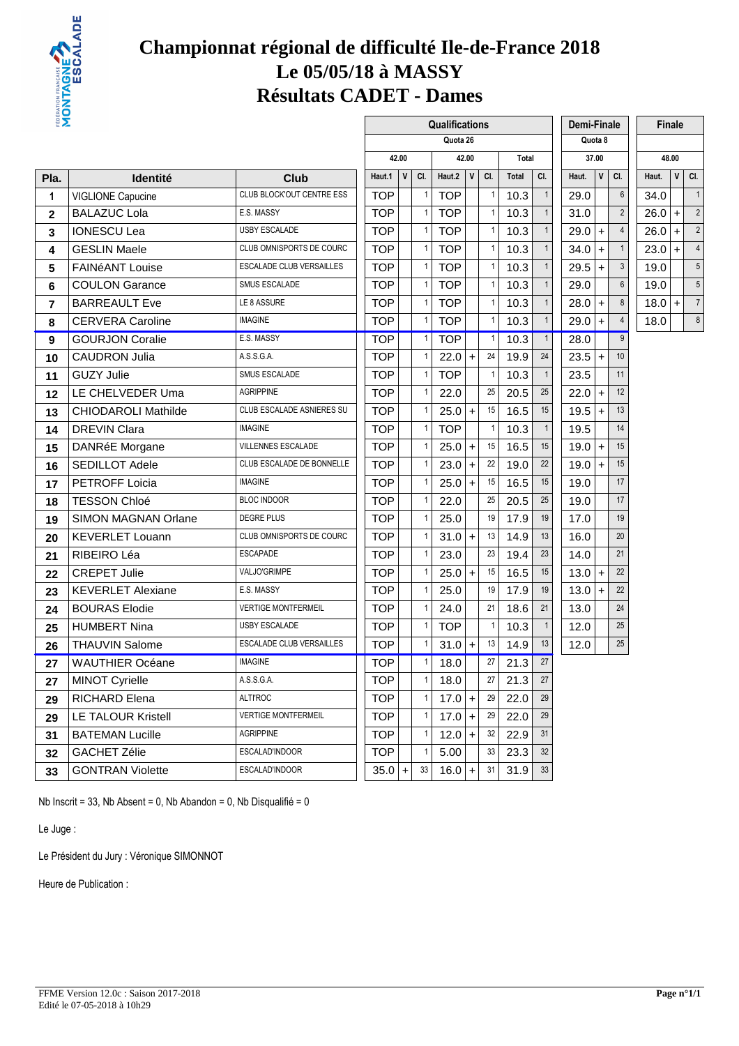# Championnat régional de difficulté Ile-de-France 2018
# Le 05/05/18 à MASSY
# Résultats CADET - Dames

| | | | Qualifications | | | | | | | | Demi-Finale | | | Finale | | |
|---|---|---|---|---|---|---|---|---|---|---|---|---|---|---|---|---|
| | | | Quota 26 | | | | | | | | Quota 8 | | | | | |
| | | | 42.00 | | | 42.00 | | | Total | | 37.00 | | | 48.00 | | |
| Pla. | Identité | Club | Haut.1 | V | Cl. | Haut.2 | V | Cl. | Total | Cl. | Haut. | V | Cl. | Haut. | V | Cl. |
| 1 | VIGLIONE Capucine | CLUB BLOCK'OUT CENTRE ESS | TOP | | 1 | TOP | | 1 | 10.3 | 1 | 29.0 | | 6 | 34.0 | | 1 |
| 2 | BALAZUC Lola | E.S. MASSY | TOP | | 1 | TOP | | 1 | 10.3 | 1 | 31.0 | | 2 | 26.0 | + | 2 |
| 3 | IONESCU Lea | USBY ESCALADE | TOP | | 1 | TOP | | 1 | 10.3 | 1 | 29.0 | + | 4 | 26.0 | + | 2 |
| 4 | GESLIN Maele | CLUB OMNISPORTS DE COURC | TOP | | 1 | TOP | | 1 | 10.3 | 1 | 34.0 | + | 1 | 23.0 | + | 4 |
| 5 | FAINéANT Louise | ESCALADE CLUB VERSAILLES | TOP | | 1 | TOP | | 1 | 10.3 | 1 | 29.5 | + | 3 | 19.0 | | 5 |
| 6 | COULON Garance | SMUS ESCALADE | TOP | | 1 | TOP | | 1 | 10.3 | 1 | 29.0 | | 6 | 19.0 | | 5 |
| 7 | BARREAULT Eve | LE 8 ASSURE | TOP | | 1 | TOP | | 1 | 10.3 | 1 | 28.0 | + | 8 | 18.0 | + | 7 |
| 8 | CERVERA Caroline | IMAGINE | TOP | | 1 | TOP | | 1 | 10.3 | 1 | 29.0 | + | 4 | 18.0 | | 8 |
| 9 | GOURJON Coralie | E.S. MASSY | TOP | | 1 | TOP | | 1 | 10.3 | 1 | 28.0 | | 9 | | | |
| 10 | CAUDRON Julia | A.S.S.G.A. | TOP | | 1 | 22.0 | + | 24 | 19.9 | 24 | 23.5 | + | 10 | | | |
| 11 | GUZY Julie | SMUS ESCALADE | TOP | | 1 | TOP | | 1 | 10.3 | 1 | 23.5 | | 11 | | | |
| 12 | LE CHELVEDER Uma | AGRIPPINE | TOP | | 1 | 22.0 | | 25 | 20.5 | 25 | 22.0 | + | 12 | | | |
| 13 | CHIODAROLI Mathilde | CLUB ESCALADE ASNIERES SU | TOP | | 1 | 25.0 | + | 15 | 16.5 | 15 | 19.5 | + | 13 | | | |
| 14 | DREVIN Clara | IMAGINE | TOP | | 1 | TOP | | 1 | 10.3 | 1 | 19.5 | | 14 | | | |
| 15 | DANRéE Morgane | VILLENNES ESCALADE | TOP | | 1 | 25.0 | + | 15 | 16.5 | 15 | 19.0 | + | 15 | | | |
| 16 | SEDILLOT Adele | CLUB ESCALADE DE BONNELLE | TOP | | 1 | 23.0 | + | 22 | 19.0 | 22 | 19.0 | + | 15 | | | |
| 17 | PETROFF Loicia | IMAGINE | TOP | | 1 | 25.0 | + | 15 | 16.5 | 15 | 19.0 | | 17 | | | |
| 18 | TESSON Chloé | BLOC INDOOR | TOP | | 1 | 22.0 | | 25 | 20.5 | 25 | 19.0 | | 17 | | | |
| 19 | SIMON MAGNAN Orlane | DEGRE PLUS | TOP | | 1 | 25.0 | | 19 | 17.9 | 19 | 17.0 | | 19 | | | |
| 20 | KEVERLET Louann | CLUB OMNISPORTS DE COURC | TOP | | 1 | 31.0 | + | 13 | 14.9 | 13 | 16.0 | | 20 | | | |
| 21 | RIBEIRO Léa | ESCAPADE | TOP | | 1 | 23.0 | | 23 | 19.4 | 23 | 14.0 | | 21 | | | |
| 22 | CREPET Julie | VALJO'GRIMPE | TOP | | 1 | 25.0 | + | 15 | 16.5 | 15 | 13.0 | + | 22 | | | |
| 23 | KEVERLET Alexiane | E.S. MASSY | TOP | | 1 | 25.0 | | 19 | 17.9 | 19 | 13.0 | + | 22 | | | |
| 24 | BOURAS Elodie | VERTIGE MONTFERMEIL | TOP | | 1 | 24.0 | | 21 | 18.6 | 21 | 13.0 | | 24 | | | |
| 25 | HUMBERT Nina | USBY ESCALADE | TOP | | 1 | TOP | | 1 | 10.3 | 1 | 12.0 | | 25 | | | |
| 26 | THAUVIN Salome | ESCALADE CLUB VERSAILLES | TOP | | 1 | 31.0 | + | 13 | 14.9 | 13 | 12.0 | | 25 | | | |
| 27 | WAUTHIER Océane | IMAGINE | TOP | | 1 | 18.0 | | 27 | 21.3 | 27 | | | | | | |
| 27 | MINOT Cyrielle | A.S.S.G.A. | TOP | | 1 | 18.0 | | 27 | 21.3 | 27 | | | | | | |
| 29 | RICHARD Elena | ALTI'ROC | TOP | | 1 | 17.0 | + | 29 | 22.0 | 29 | | | | | | |
| 29 | LE TALOUR Kristell | VERTIGE MONTFERMEIL | TOP | | 1 | 17.0 | + | 29 | 22.0 | 29 | | | | | | |
| 31 | BATEMAN Lucille | AGRIPPINE | TOP | | 1 | 12.0 | + | 32 | 22.9 | 31 | | | | | | |
| 32 | GACHET Zélie | ESCALAD'INDOOR | TOP | | 1 | 5.00 | | 33 | 23.3 | 32 | | | | | | |
| 33 | GONTRAN Violette | ESCALAD'INDOOR | 35.0 | + | 33 | 16.0 | + | 31 | 31.9 | 33 | | | | | | |

Nb Inscrit = 33, Nb Absent = 0, Nb Abandon = 0, Nb Disqualifié = 0

Le Juge :

Le Président du Jury : Véronique SIMONNOT

Heure de Publication :

FFME Version 12.0c : Saison 2017-2018
Edité le 07-05-2018 à 10h29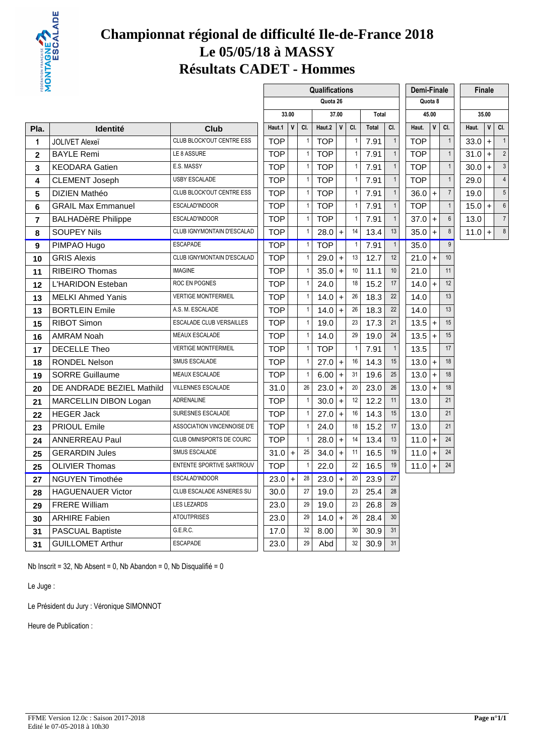# Championnat régional de difficulté Ile-de-France 2018
# Le 05/05/18 à MASSY
# Résultats CADET - Hommes

| | | | Qualifications | | | | | | | | Demi-Finale | | | Finale | | |
|---|---|---|---|---|---|---|---|---|---|---|---|---|---|---|---|---|
| | | | Quota 26 | | | | | | | | Quota 8 | | | | | |
| | | | 33.00 | | | 37.00 | | | Total | | 45.00 | | | 35.00 | | |
| Pla. | Identité | Club | Haut.1 | V | Cl. | Haut.2 | V | Cl. | Total | Cl. | Haut. | V | Cl. | Haut. | V | Cl. |
| 1 | JOLIVET Alexeï | CLUB BLOCK'OUT CENTRE ESS | TOP | | 1 | TOP | | 1 | 7.91 | 1 | TOP | | 1 | 33.0 | + | 1 |
| 2 | BAYLE Remi | LE 8 ASSURE | TOP | | 1 | TOP | | 1 | 7.91 | 1 | TOP | | 1 | 31.0 | + | 2 |
| 3 | KEODARA Gatien | E.S. MASSY | TOP | | 1 | TOP | | 1 | 7.91 | 1 | TOP | | 1 | 30.0 | + | 3 |
| 4 | CLEMENT Joseph | USBY ESCALADE | TOP | | 1 | TOP | | 1 | 7.91 | 1 | TOP | | 1 | 29.0 | | 4 |
| 5 | DIZIEN Mathéo | CLUB BLOCK'OUT CENTRE ESS | TOP | | 1 | TOP | | 1 | 7.91 | 1 | 36.0 | + | 7 | 19.0 | | 5 |
| 6 | GRAIL Max Emmanuel | ESCALAD'INDOOR | TOP | | 1 | TOP | | 1 | 7.91 | 1 | TOP | | 1 | 15.0 | + | 6 |
| 7 | BALHADèRE Philippe | ESCALAD'INDOOR | TOP | | 1 | TOP | | 1 | 7.91 | 1 | 37.0 | + | 6 | 13.0 | | 7 |
| 8 | SOUPEY Nils | CLUB IGNYMONTAIN D'ESCALAD | TOP | | 1 | 28.0 | + | 14 | 13.4 | 13 | 35.0 | + | 8 | 11.0 | + | 8 |
| 9 | PIMPAO Hugo | ESCAPADE | TOP | | 1 | TOP | | 1 | 7.91 | 1 | 35.0 | | 9 | | | |
| 10 | GRIS Alexis | CLUB IGNYMONTAIN D'ESCALAD | TOP | | 1 | 29.0 | + | 13 | 12.7 | 12 | 21.0 | + | 10 | | | |
| 11 | RIBEIRO Thomas | IMAGINE | TOP | | 1 | 35.0 | + | 10 | 11.1 | 10 | 21.0 | | 11 | | | |
| 12 | L'HARIDON Esteban | ROC EN POGNES | TOP | | 1 | 24.0 | | 18 | 15.2 | 17 | 14.0 | + | 12 | | | |
| 13 | MELKI Ahmed Yanis | VERTIGE MONTFERMEIL | TOP | | 1 | 14.0 | + | 26 | 18.3 | 22 | 14.0 | | 13 | | | |
| 13 | BORTLEIN Emile | A.S. M. ESCALADE | TOP | | 1 | 14.0 | + | 26 | 18.3 | 22 | 14.0 | | 13 | | | |
| 15 | RIBOT Simon | ESCALADE CLUB VERSAILLES | TOP | | 1 | 19.0 | | 23 | 17.3 | 21 | 13.5 | + | 15 | | | |
| 16 | AMRAM Noah | MEAUX ESCALADE | TOP | | 1 | 14.0 | | 29 | 19.0 | 24 | 13.5 | + | 15 | | | |
| 17 | DECELLE Theo | VERTIGE MONTFERMEIL | TOP | | 1 | TOP | | 1 | 7.91 | 1 | 13.5 | | 17 | | | |
| 18 | RONDEL Nelson | SMUS ESCALADE | TOP | | 1 | 27.0 | + | 16 | 14.3 | 15 | 13.0 | + | 18 | | | |
| 19 | SORRE Guillaume | MEAUX ESCALADE | TOP | | 1 | 6.00 | + | 31 | 19.6 | 25 | 13.0 | + | 18 | | | |
| 20 | DE ANDRADE BEZIEL Mathild | VILLENNES ESCALADE | 31.0 | | 26 | 23.0 | + | 20 | 23.0 | 26 | 13.0 | + | 18 | | | |
| 21 | MARCELLIN DIBON Logan | ADRENALINE | TOP | | 1 | 30.0 | + | 12 | 12.2 | 11 | 13.0 | | 21 | | | |
| 22 | HEGER Jack | SURESNES ESCALADE | TOP | | 1 | 27.0 | + | 16 | 14.3 | 15 | 13.0 | | 21 | | | |
| 23 | PRIOUL Emile | ASSOCIATION VINCENNOISE D'E | TOP | | 1 | 24.0 | | 18 | 15.2 | 17 | 13.0 | | 21 | | | |
| 24 | ANNERREAU Paul | CLUB OMNISPORTS DE COURC | TOP | | 1 | 28.0 | + | 14 | 13.4 | 13 | 11.0 | + | 24 | | | |
| 25 | GERARDIN Jules | SMUS ESCALADE | 31.0 | + | 25 | 34.0 | + | 11 | 16.5 | 19 | 11.0 | + | 24 | | | |
| 25 | OLIVIER Thomas | ENTENTE SPORTIVE SARTROUV | TOP | | 1 | 22.0 | | 22 | 16.5 | 19 | 11.0 | + | 24 | | | |
| 27 | NGUYEN Timothée | ESCALAD'INDOOR | 23.0 | + | 28 | 23.0 | + | 20 | 23.9 | 27 | | | | | | |
| 28 | HAGUENAUER Victor | CLUB ESCALADE ASNIERES SU | 30.0 | | 27 | 19.0 | | 23 | 25.4 | 28 | | | | | | |
| 29 | FRERE William | LES LEZARDS | 23.0 | | 29 | 19.0 | | 23 | 26.8 | 29 | | | | | | |
| 30 | ARHIRE Fabien | ATOUTPRISES | 23.0 | | 29 | 14.0 | + | 26 | 28.4 | 30 | | | | | | |
| 31 | PASCUAL Baptiste | G.E.R.C. | 17.0 | | 32 | 8.00 | | 30 | 30.9 | 31 | | | | | | |
| 31 | GUILLOMET Arthur | ESCAPADE | 23.0 | | 29 | Abd | | 32 | 30.9 | 31 | | | | | | |

Nb Inscrit = 32, Nb Absent = 0, Nb Abandon = 0, Nb Disqualifié = 0

Le Juge :

Le Président du Jury : Véronique SIMONNOT

Heure de Publication :

FFME Version 12.0c : Saison 2017-2018
Edité le 07-05-2018 à 10h30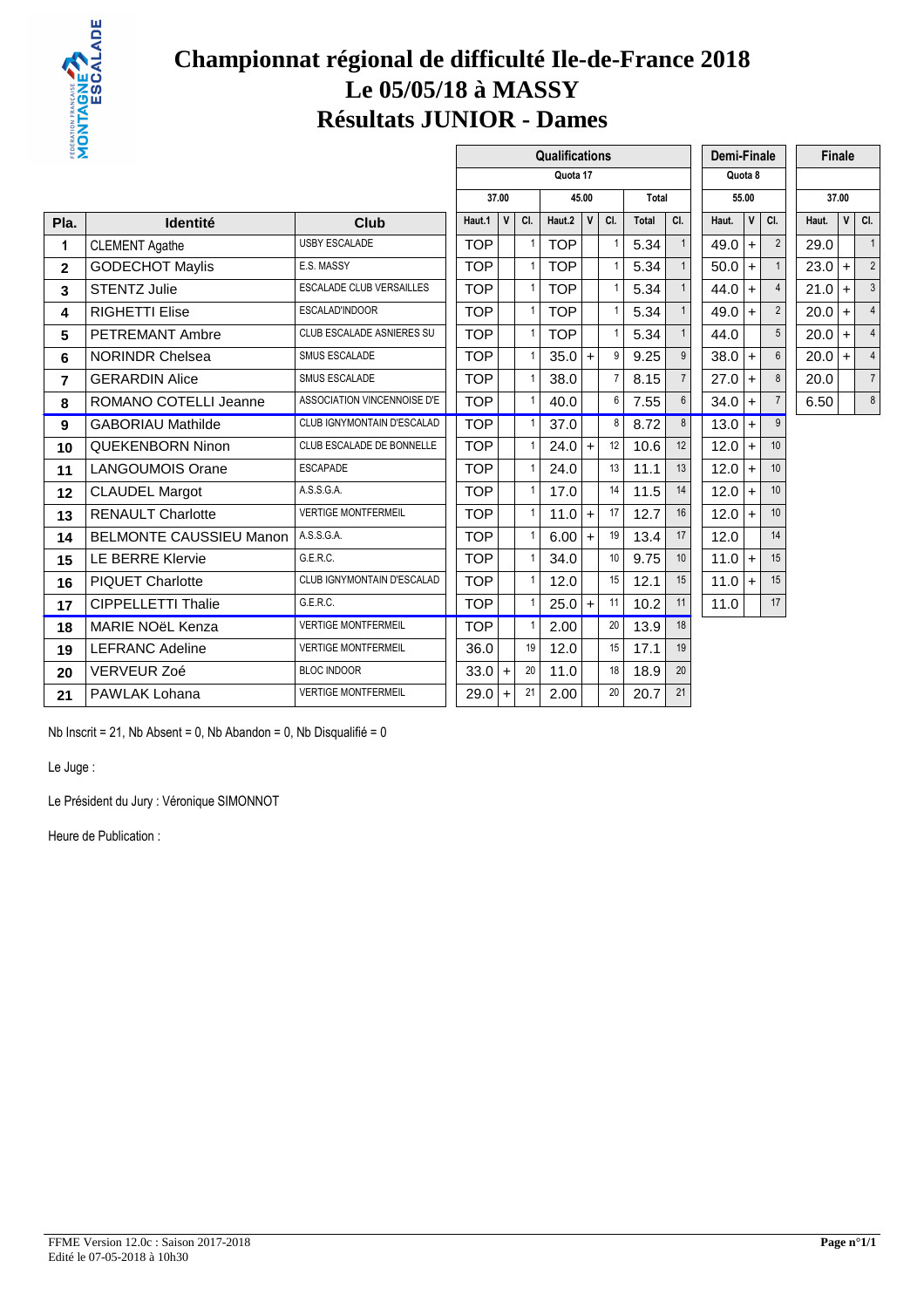# Championnat régional de difficulté Ile-de-France 2018
# Le 05/05/18 à MASSY
# Résultats JUNIOR - Dames

| | | | Qualifications | | | | | | | | | Demi-Finale | | | Finale | | |
|---|---|---|---|---|---|---|---|---|---|---|---|---|---|---|---|---|---|
| | | | Quota 17 | | | | | | | | | Quota 8 | | | | | |
| | | | 37.00 | | | 45.00 | | | Total | | | 55.00 | | | 37.00 | | |
| Pla. | Identité | Club | Haut.1 | V | Cl. | Haut.2 | V | Cl. | Total | | Cl. | Haut. | V | Cl. | Haut. | V | Cl. |
| 1 | CLEMENT Agathe | USBY ESCALADE | TOP | | 1 | TOP | | 1 | 5.34 | | 1 | 49.0 | + | 2 | 29.0 | | 1 |
| 2 | GODECHOT Maylis | E.S. MASSY | TOP | | 1 | TOP | | 1 | 5.34 | | 1 | 50.0 | + | 1 | 23.0 | + | 2 |
| 3 | STENTZ Julie | ESCALADE CLUB VERSAILLES | TOP | | 1 | TOP | | 1 | 5.34 | | 1 | 44.0 | + | 4 | 21.0 | + | 3 |
| 4 | RIGHETTI Elise | ESCALAD'INDOOR | TOP | | 1 | TOP | | 1 | 5.34 | | 1 | 49.0 | + | 2 | 20.0 | + | 4 |
| 5 | PETREMANT Ambre | CLUB ESCALADE ASNIERES SU | TOP | | 1 | TOP | | 1 | 5.34 | | 1 | 44.0 | | 5 | 20.0 | + | 4 |
| 6 | NORINDR Chelsea | SMUS ESCALADE | TOP | | 1 | 35.0 | + | 9 | 9.25 | | 9 | 38.0 | + | 6 | 20.0 | + | 4 |
| 7 | GERARDIN Alice | SMUS ESCALADE | TOP | | 1 | 38.0 | | 7 | 8.15 | | 7 | 27.0 | + | 8 | 20.0 | | 7 |
| 8 | ROMANO COTELLI Jeanne | ASSOCIATION VINCENNOISE D'E | TOP | | 1 | 40.0 | | 6 | 7.55 | | 6 | 34.0 | + | 7 | 6.50 | | 8 |
| 9 | GABORIAU Mathilde | CLUB IGNYMONTAIN D'ESCALAD | TOP | | 1 | 37.0 | | 8 | 8.72 | | 8 | 13.0 | + | 9 | | | |
| 10 | QUEKENBORN Ninon | CLUB ESCALADE DE BONNELLE | TOP | | 1 | 24.0 | + | 12 | 10.6 | | 12 | 12.0 | + | 10 | | | |
| 11 | LANGOUMOIS Orane | ESCAPADE | TOP | | 1 | 24.0 | | 13 | 11.1 | | 13 | 12.0 | + | 10 | | | |
| 12 | CLAUDEL Margot | A.S.S.G.A. | TOP | | 1 | 17.0 | | 14 | 11.5 | | 14 | 12.0 | + | 10 | | | |
| 13 | RENAULT Charlotte | VERTIGE MONTFERMEIL | TOP | | 1 | 11.0 | + | 17 | 12.7 | | 16 | 12.0 | + | 10 | | | |
| 14 | BELMONTE CAUSSIEU Manon | A.S.S.G.A. | TOP | | 1 | 6.00 | + | 19 | 13.4 | | 17 | 12.0 | | 14 | | | |
| 15 | LE BERRE Klervie | G.E.R.C. | TOP | | 1 | 34.0 | | 10 | 9.75 | | 10 | 11.0 | + | 15 | | | |
| 16 | PIQUET Charlotte | CLUB IGNYMONTAIN D'ESCALAD | TOP | | 1 | 12.0 | | 15 | 12.1 | | 15 | 11.0 | + | 15 | | | |
| 17 | CIPPELLETTI Thalie | G.E.R.C. | TOP | | 1 | 25.0 | + | 11 | 10.2 | | 11 | 11.0 | | 17 | | | |
| 18 | MARIE NOëL Kenza | VERTIGE MONTFERMEIL | TOP | | 1 | 2.00 | | 20 | 13.9 | | 18 | | | | | | |
| 19 | LEFRANC Adeline | VERTIGE MONTFERMEIL | 36.0 | | 19 | 12.0 | | 15 | 17.1 | | 19 | | | | | | |
| 20 | VERVEUR Zoé | BLOC INDOOR | 33.0 | + | 20 | 11.0 | | 18 | 18.9 | | 20 | | | | | | |
| 21 | PAWLAK Lohana | VERTIGE MONTFERMEIL | 29.0 | + | 21 | 2.00 | | 20 | 20.7 | | 21 | | | | | | |

Nb Inscrit = 21, Nb Absent = 0, Nb Abandon = 0, Nb Disqualifié = 0

Le Juge :

Le Président du Jury : Véronique SIMONNOT

Heure de Publication :

FFME Version 12.0c : Saison 2017-2018
Edité le 07-05-2018 à 10h30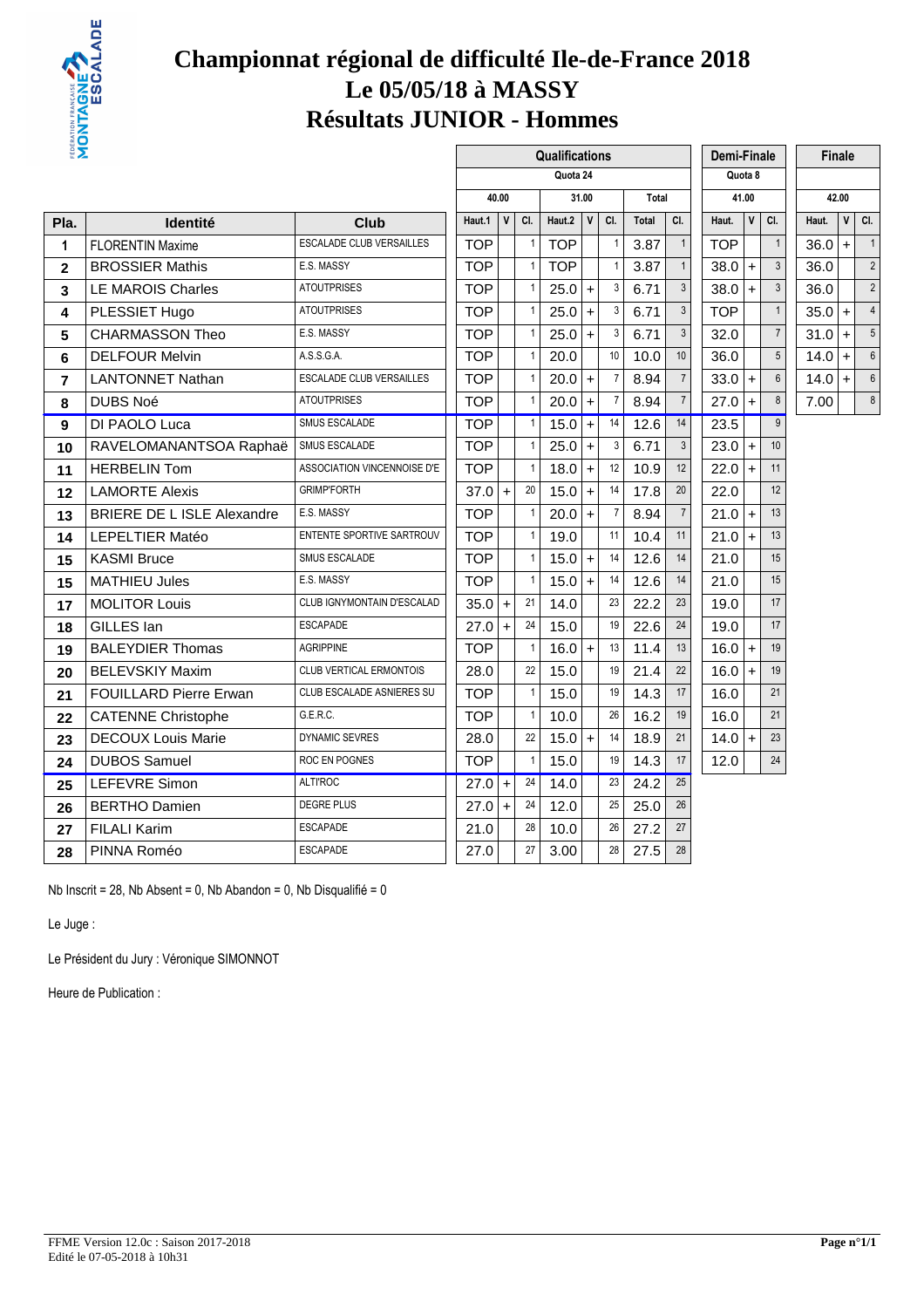# Championnat régional de difficulté Ile-de-France 2018
## Le 05/05/18 à MASSY
## Résultats JUNIOR - Hommes

| | | | Qualifications | | | | | | | | | Demi-Finale | | | Finale | | |
|---|---|---|---|---|---|---|---|---|---|---|---|---|---|---|---|---|---|
| | | | Quota 24 | | | | | | | | | Quota 8 | | | | | |
| | | | 40.00 | | | 31.00 | | | Total | | | 41.00 | | | 42.00 | | |
| Pla. | Identité | Club | Haut.1 | V | Cl. | Haut.2 | V | Cl. | Total | Cl. | | Haut. | V | Cl. | Haut. | V | Cl. |
| 1 | FLORENTIN Maxime | ESCALADE CLUB VERSAILLES | TOP | | 1 | TOP | | 1 | 3.87 | 1 | | TOP | | 1 | 36.0 | + | 1 |
| 2 | BROSSIER Mathis | E.S. MASSY | TOP | | 1 | TOP | | 1 | 3.87 | 1 | | 38.0 | + | 3 | 36.0 | | 2 |
| 3 | LE MAROIS Charles | ATOUTPRISES | TOP | | 1 | 25.0 | + | 3 | 6.71 | 3 | | 38.0 | + | 3 | 36.0 | | 2 |
| 4 | PLESSIET Hugo | ATOUTPRISES | TOP | | 1 | 25.0 | + | 3 | 6.71 | 3 | | TOP | | 1 | 35.0 | + | 4 |
| 5 | CHARMASSON Theo | E.S. MASSY | TOP | | 1 | 25.0 | + | 3 | 6.71 | 3 | | 32.0 | | 7 | 31.0 | + | 5 |
| 6 | DELFOUR Melvin | A.S.S.G.A. | TOP | | 1 | 20.0 | | 10 | 10.0 | 10 | | 36.0 | | 5 | 14.0 | + | 6 |
| 7 | LANTONNET Nathan | ESCALADE CLUB VERSAILLES | TOP | | 1 | 20.0 | + | 7 | 8.94 | 7 | | 33.0 | + | 6 | 14.0 | + | 6 |
| 8 | DUBS Noé | ATOUTPRISES | TOP | | 1 | 20.0 | + | 7 | 8.94 | 7 | | 27.0 | + | 8 | 7.00 | | 8 |
| 9 | DI PAOLO Luca | SMUS ESCALADE | TOP | | 1 | 15.0 | + | 14 | 12.6 | 14 | | 23.5 | | 9 | | | |
| 10 | RAVELOMANANTSOA Raphaë | SMUS ESCALADE | TOP | | 1 | 25.0 | + | 3 | 6.71 | 3 | | 23.0 | + | 10 | | | |
| 11 | HERBELIN Tom | ASSOCIATION VINCENNOISE D'E | TOP | | 1 | 18.0 | + | 12 | 10.9 | 12 | | 22.0 | + | 11 | | | |
| 12 | LAMORTE Alexis | GRIMP'FORTH | 37.0 | + | 20 | 15.0 | + | 14 | 17.8 | 20 | | 22.0 | | 12 | | | |
| 13 | BRIERE DE L ISLE Alexandre | E.S. MASSY | TOP | | 1 | 20.0 | + | 7 | 8.94 | 7 | | 21.0 | + | 13 | | | |
| 14 | LEPELTIER Matéo | ENTENTE SPORTIVE SARTROUV | TOP | | 1 | 19.0 | | 11 | 10.4 | 11 | | 21.0 | + | 13 | | | |
| 15 | KASMI Bruce | SMUS ESCALADE | TOP | | 1 | 15.0 | + | 14 | 12.6 | 14 | | 21.0 | | 15 | | | |
| 15 | MATHIEU Jules | E.S. MASSY | TOP | | 1 | 15.0 | + | 14 | 12.6 | 14 | | 21.0 | | 15 | | | |
| 17 | MOLITOR Louis | CLUB IGNYMONTAIN D'ESCALAD | 35.0 | + | 21 | 14.0 | | 23 | 22.2 | 23 | | 19.0 | | 17 | | | |
| 18 | GILLES Ian | ESCAPADE | 27.0 | + | 24 | 15.0 | | 19 | 22.6 | 24 | | 19.0 | | 17 | | | |
| 19 | BALEYDIER Thomas | AGRIPPINE | TOP | | 1 | 16.0 | + | 13 | 11.4 | 13 | | 16.0 | + | 19 | | | |
| 20 | BELEVSKIY Maxim | CLUB VERTICAL ERMONTOIS | 28.0 | | 22 | 15.0 | | 19 | 21.4 | 22 | | 16.0 | + | 19 | | | |
| 21 | FOUILLARD Pierre Erwan | CLUB ESCALADE ASNIERES SU | TOP | | 1 | 15.0 | | 19 | 14.3 | 17 | | 16.0 | | 21 | | | |
| 22 | CATENNE Christophe | G.E.R.C. | TOP | | 1 | 10.0 | | 26 | 16.2 | 19 | | 16.0 | | 21 | | | |
| 23 | DECOUX Louis Marie | DYNAMIC SEVRES | 28.0 | | 22 | 15.0 | + | 14 | 18.9 | 21 | | 14.0 | + | 23 | | | |
| 24 | DUBOS Samuel | ROC EN POGNES | TOP | | 1 | 15.0 | | 19 | 14.3 | 17 | | 12.0 | | 24 | | | |
| 25 | LEFEVRE Simon | ALTI'ROC | 27.0 | + | 24 | 14.0 | | 23 | 24.2 | 25 | | | | | | | |
| 26 | BERTHO Damien | DEGRE PLUS | 27.0 | + | 24 | 12.0 | | 25 | 25.0 | 26 | | | | | | | |
| 27 | FILALI Karim | ESCAPADE | 21.0 | | 28 | 10.0 | | 26 | 27.2 | 27 | | | | | | | |
| 28 | PINNA Roméo | ESCAPADE | 27.0 | | 27 | 3.00 | | 28 | 27.5 | 28 | | | | | | | |

Nb Inscrit = 28, Nb Absent = 0, Nb Abandon = 0, Nb Disqualifié = 0

Le Juge :

Le Président du Jury : Véronique SIMONNOT

Heure de Publication :

FFME Version 12.0c : Saison 2017-2018
Edité le 07-05-2018 à 10h31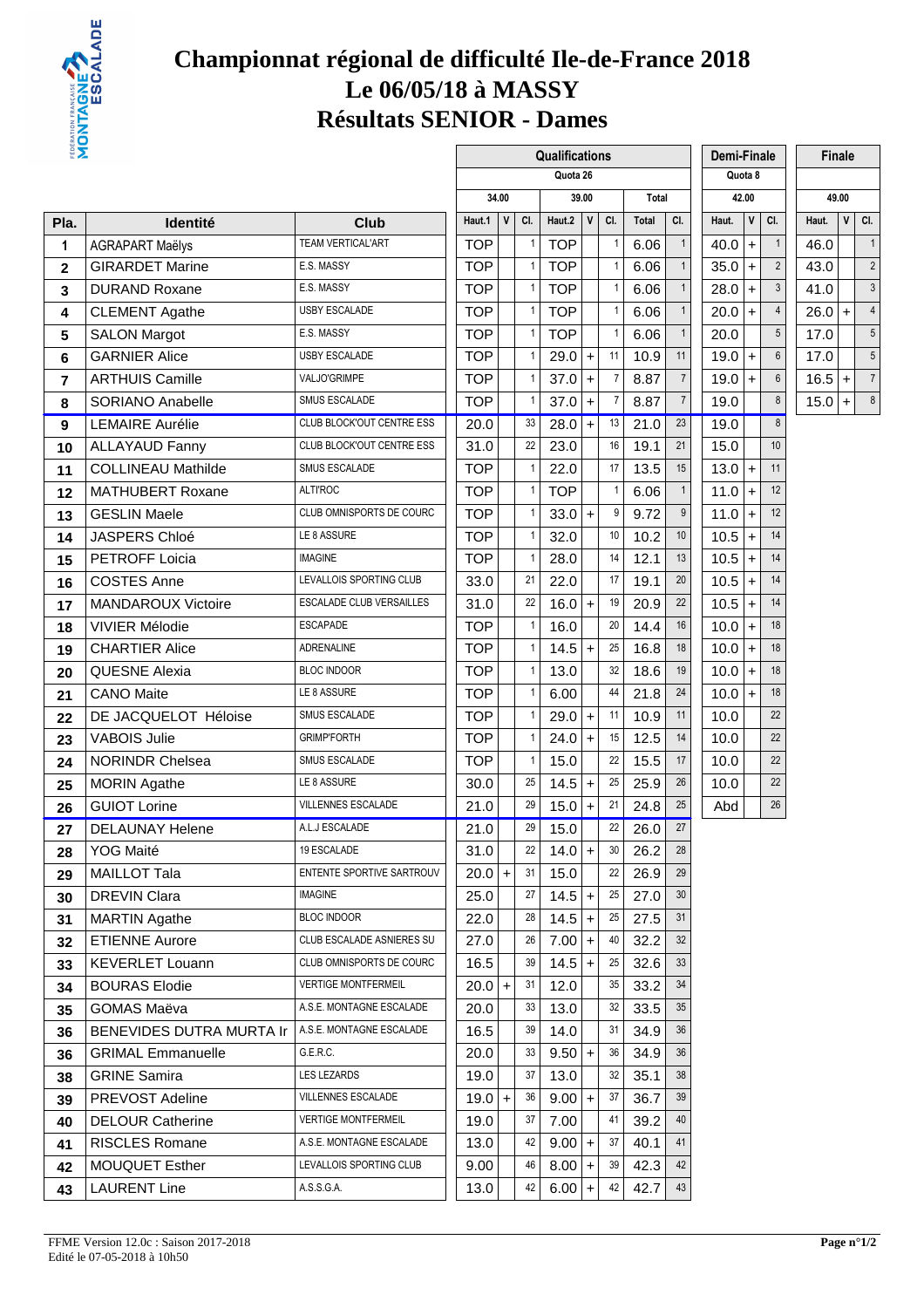# Championnat régional de difficulté Ile-de-France 2018

# Le 06/05/18 à MASSY

# Résultats SENIOR - Dames

| | | | Qualifications | | | | | | | | Demi-Finale | | | Finale | | |
|---|---|---|---|---|---|---|---|---|---|---|---|---|---|---|---|---|
| | | | Quota 26 | | | | | | | | Quota 8 | | | | | |
| | | | 34.00 | | | 39.00 | | | Total | | 42.00 | | | 49.00 | | |
| Pla. | Identité | Club | Haut.1 | V | Cl. | Haut.2 | V | Cl. | Total | Cl. | Haut. | V | Cl. | Haut. | V | Cl. |
| 1 | AGRAPART Maëlys | TEAM VERTICAL'ART | TOP | | 1 | TOP | | 1 | 6.06 | 1 | 40.0 | + | 1 | 46.0 | | 1 |
| 2 | GIRARDET Marine | E.S. MASSY | TOP | | 1 | TOP | | 1 | 6.06 | 1 | 35.0 | + | 2 | 43.0 | | 2 |
| 3 | DURAND Roxane | E.S. MASSY | TOP | | 1 | TOP | | 1 | 6.06 | 1 | 28.0 | + | 3 | 41.0 | | 3 |
| 4 | CLEMENT Agathe | USBY ESCALADE | TOP | | 1 | TOP | | 1 | 6.06 | 1 | 20.0 | + | 4 | 26.0 | + | 4 |
| 5 | SALON Margot | E.S. MASSY | TOP | | 1 | TOP | | 1 | 6.06 | 1 | 20.0 | | 5 | 17.0 | | 5 |
| 6 | GARNIER Alice | USBY ESCALADE | TOP | | 1 | 29.0 | + | 11 | 10.9 | 11 | 19.0 | + | 6 | 17.0 | | 5 |
| 7 | ARTHUIS Camille | VALJO'GRIMPE | TOP | | 1 | 37.0 | + | 7 | 8.87 | 7 | 19.0 | + | 6 | 16.5 | + | 7 |
| 8 | SORIANO Anabelle | SMUS ESCALADE | TOP | | 1 | 37.0 | + | 7 | 8.87 | 7 | 19.0 | | 8 | 15.0 | + | 8 |
| 9 | LEMAIRE Aurélie | CLUB BLOCK'OUT CENTRE ESS | 20.0 | | 33 | 28.0 | + | 13 | 21.0 | 23 | 19.0 | | 8 | | | |
| 10 | ALLAYAUD Fanny | CLUB BLOCK'OUT CENTRE ESS | 31.0 | | 22 | 23.0 | | 16 | 19.1 | 21 | 15.0 | | 10 | | | |
| 11 | COLLINEAU Mathilde | SMUS ESCALADE | TOP | | 1 | 22.0 | | 17 | 13.5 | 15 | 13.0 | + | 11 | | | |
| 12 | MATHUBERT Roxane | ALTI'ROC | TOP | | 1 | TOP | | 1 | 6.06 | 1 | 11.0 | + | 12 | | | |
| 13 | GESLIN Maele | CLUB OMNISPORTS DE COURC | TOP | | 1 | 33.0 | + | 9 | 9.72 | 9 | 11.0 | + | 12 | | | |
| 14 | JASPERS Chloé | LE 8 ASSURE | TOP | | 1 | 32.0 | | 10 | 10.2 | 10 | 10.5 | + | 14 | | | |
| 15 | PETROFF Loicia | IMAGINE | TOP | | 1 | 28.0 | | 14 | 12.1 | 13 | 10.5 | + | 14 | | | |
| 16 | COSTES Anne | LEVALLOIS SPORTING CLUB | 33.0 | | 21 | 22.0 | | 17 | 19.1 | 20 | 10.5 | + | 14 | | | |
| 17 | MANDAROUX Victoire | ESCALADE CLUB VERSAILLES | 31.0 | | 22 | 16.0 | + | 19 | 20.9 | 22 | 10.5 | + | 14 | | | |
| 18 | VIVIER Mélodie | ESCAPADE | TOP | | 1 | 16.0 | | 20 | 14.4 | 16 | 10.0 | + | 18 | | | |
| 19 | CHARTIER Alice | ADRENALINE | TOP | | 1 | 14.5 | + | 25 | 16.8 | 18 | 10.0 | + | 18 | | | |
| 20 | QUESNE Alexia | BLOC INDOOR | TOP | | 1 | 13.0 | | 32 | 18.6 | 19 | 10.0 | + | 18 | | | |
| 21 | CANO Maite | LE 8 ASSURE | TOP | | 1 | 6.00 | | 44 | 21.8 | 24 | 10.0 | + | 18 | | | |
| 22 | DE JACQUELOT Héloise | SMUS ESCALADE | TOP | | 1 | 29.0 | + | 11 | 10.9 | 11 | 10.0 | | 22 | | | |
| 23 | VABOIS Julie | GRIMP'FORTH | TOP | | 1 | 24.0 | + | 15 | 12.5 | 14 | 10.0 | | 22 | | | |
| 24 | NORINDR Chelsea | SMUS ESCALADE | TOP | | 1 | 15.0 | | 22 | 15.5 | 17 | 10.0 | | 22 | | | |
| 25 | MORIN Agathe | LE 8 ASSURE | 30.0 | | 25 | 14.5 | + | 25 | 25.9 | 26 | 10.0 | | 22 | | | |
| 26 | GUIOT Lorine | VILLENNES ESCALADE | 21.0 | | 29 | 15.0 | + | 21 | 24.8 | 25 | Abd | | 26 | | | |
| 27 | DELAUNAY Helene | A.L.J ESCALADE | 21.0 | | 29 | 15.0 | | 22 | 26.0 | 27 | | | | | | |
| 28 | YOG Maité | 19 ESCALADE | 31.0 | | 22 | 14.0 | + | 30 | 26.2 | 28 | | | | | | |
| 29 | MAILLOT Tala | ENTENTE SPORTIVE SARTROUV | 20.0 | + | 31 | 15.0 | | 22 | 26.9 | 29 | | | | | | |
| 30 | DREVIN Clara | IMAGINE | 25.0 | | 27 | 14.5 | + | 25 | 27.0 | 30 | | | | | | |
| 31 | MARTIN Agathe | BLOC INDOOR | 22.0 | | 28 | 14.5 | + | 25 | 27.5 | 31 | | | | | | |
| 32 | ETIENNE Aurore | CLUB ESCALADE ASNIERES SU | 27.0 | | 26 | 7.00 | + | 40 | 32.2 | 32 | | | | | | |
| 33 | KEVERLET Louann | CLUB OMNISPORTS DE COURC | 16.5 | | 39 | 14.5 | + | 25 | 32.6 | 33 | | | | | | |
| 34 | BOURAS Elodie | VERTIGE MONTFERMEIL | 20.0 | + | 31 | 12.0 | | 35 | 33.2 | 34 | | | | | | |
| 35 | GOMAS Maëva | A.S.E. MONTAGNE ESCALADE | 20.0 | | 33 | 13.0 | | 32 | 33.5 | 35 | | | | | | |
| 36 | BENEVIDES DUTRA MURTA Ir | A.S.E. MONTAGNE ESCALADE | 16.5 | | 39 | 14.0 | | 31 | 34.9 | 36 | | | | | | |
| 36 | GRIMAL Emmanuelle | G.E.R.C. | 20.0 | | 33 | 9.50 | + | 36 | 34.9 | 36 | | | | | | |
| 38 | GRINE Samira | LES LEZARDS | 19.0 | | 37 | 13.0 | | 32 | 35.1 | 38 | | | | | | |
| 39 | PREVOST Adeline | VILLENNES ESCALADE | 19.0 | + | 36 | 9.00 | + | 37 | 36.7 | 39 | | | | | | |
| 40 | DELOUR Catherine | VERTIGE MONTFERMEIL | 19.0 | | 37 | 7.00 | | 41 | 39.2 | 40 | | | | | | |
| 41 | RISCLES Romane | A.S.E. MONTAGNE ESCALADE | 13.0 | | 42 | 9.00 | + | 37 | 40.1 | 41 | | | | | | |
| 42 | MOUQUET Esther | LEVALLOIS SPORTING CLUB | 9.00 | | 46 | 8.00 | + | 39 | 42.3 | 42 | | | | | | |
| 43 | LAURENT Line | A.S.S.G.A. | 13.0 | | 42 | 6.00 | + | 42 | 42.7 | 43 | | | | | | |

FFME Version 12.0c : Saison 2017-2018
Edité le 07-05-2018 à 10h50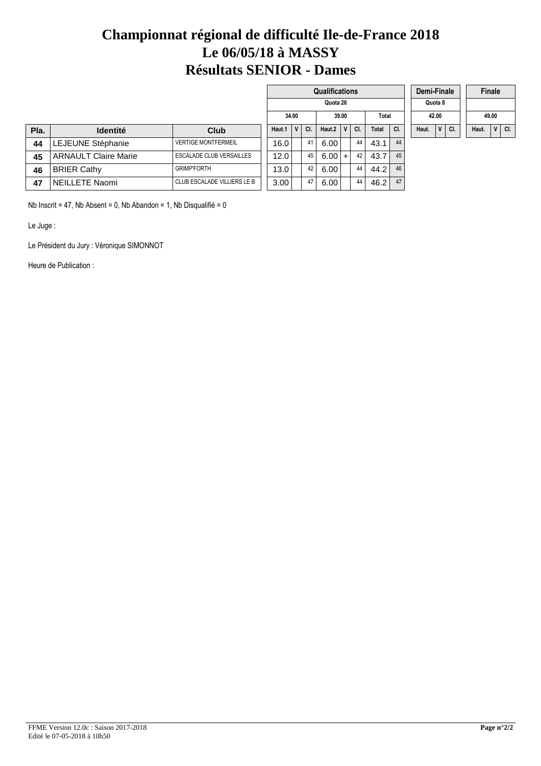# Championnat régional de difficulté Ile-de-France 2018
# Le 06/05/18 à MASSY
# Résultats SENIOR - Dames

| | | | Qualifications | | | | | | | | Demi-Finale | | | Finale | | |
|---|---|---|---|---|---|---|---|---|---|---|---|---|---|---|---|---|
| | | | Quota 26 | | | | | | | | Quota 8 | | | | | |
| | | | 34.00 | | | 39.00 | | | Total | | 42.00 | | | 49.00 | | |
| Pla. | Identité | Club | Haut.1 | V | Cl. | Haut.2 | V | Cl. | Total | Cl. | Haut. | V | Cl. | Haut. | V | Cl. |
| 44 | LEJEUNE Stéphanie | VERTIGE MONTFERMEIL | 16.0 | | 41 | 6.00 | | 44 | 43.1 | 44 | | | | | | |
| 45 | ARNAULT Claire Marie | ESCALADE CLUB VERSAILLES | 12.0 | | 45 | 6.00 | + | 42 | 43.7 | 45 | | | | | | |
| 46 | BRIER Cathy | GRIMP'FORTH | 13.0 | | 42 | 6.00 | | 44 | 44.2 | 46 | | | | | | |
| 47 | NEILLETE Naomi | CLUB ESCALADE VILLIERS LE B | 3.00 | | 47 | 6.00 | | 44 | 46.2 | 47 | | | | | | |

Nb Inscrit = 47, Nb Absent = 0, Nb Abandon = 1, Nb Disqualifié = 0

Le Juge :

Le Président du Jury : Véronique SIMONNOT

Heure de Publication :

FFME Version 12.0c : Saison 2017-2018
Edité le 07-05-2018 à 10h50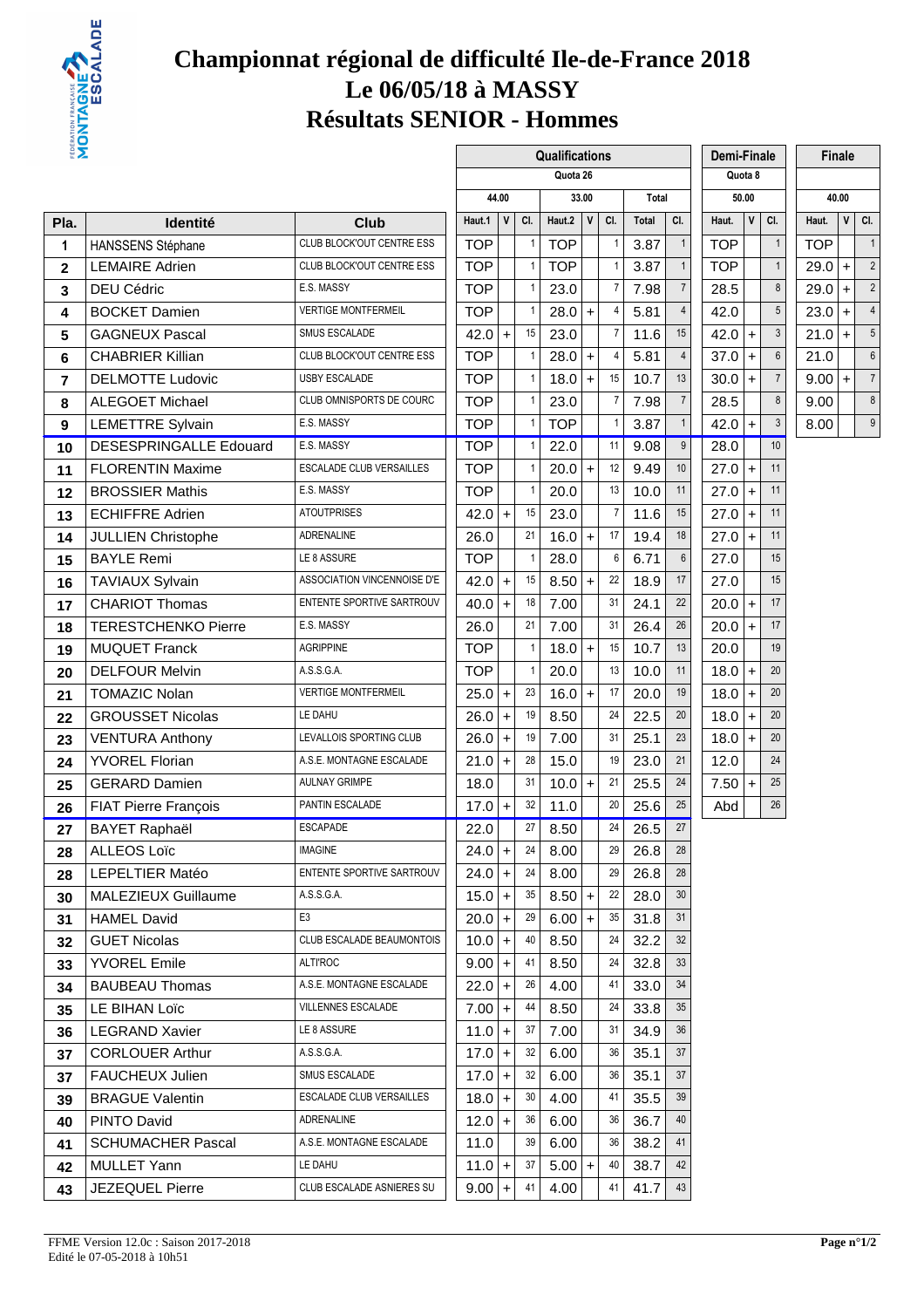# Championnat régional de difficulté Ile-de-France 2018
# Le 06/05/18 à MASSY
# Résultats SENIOR - Hommes

| | | | Qualifications | | | | | | | | Demi-Finale | | | Finale | | |
|---|---|---|---|---|---|---|---|---|---|---|---|---|---|---|---|---|
| | | | Quota 26 | | | | | | | | Quota 8 | | | | | |
| | | | 44.00 | | | 33.00 | | | Total | | 50.00 | | | 40.00 | | |
| Pla. | Identité | Club | Haut.1 | V | Cl. | Haut.2 | V | Cl. | Total | Cl. | Haut. | V | Cl. | Haut. | V | Cl. |
| 1 | HANSSENS Stéphane | CLUB BLOCK'OUT CENTRE ESS | TOP | | 1 | TOP | | 1 | 3.87 | 1 | TOP | | 1 | TOP | | 1 |
| 2 | LEMAIRE Adrien | CLUB BLOCK'OUT CENTRE ESS | TOP | | 1 | TOP | | 1 | 3.87 | 1 | TOP | | 1 | 29.0 | + | 2 |
| 3 | DEU Cédric | E.S. MASSY | TOP | | 1 | 23.0 | | 7 | 7.98 | 7 | 28.5 | | 8 | 29.0 | + | 2 |
| 4 | BOCKET Damien | VERTIGE MONTFERMEIL | TOP | | 1 | 28.0 | + | 4 | 5.81 | 4 | 42.0 | | 5 | 23.0 | + | 4 |
| 5 | GAGNEUX Pascal | SMUS ESCALADE | 42.0 | + | 15 | 23.0 | | 7 | 11.6 | 15 | 42.0 | + | 3 | 21.0 | + | 5 |
| 6 | CHABRIER Killian | CLUB BLOCK'OUT CENTRE ESS | TOP | | 1 | 28.0 | + | 4 | 5.81 | 4 | 37.0 | + | 6 | 21.0 | | 6 |
| 7 | DELMOTTE Ludovic | USBY ESCALADE | TOP | | 1 | 18.0 | + | 15 | 10.7 | 13 | 30.0 | + | 7 | 9.00 | + | 7 |
| 8 | ALEGOET Michael | CLUB OMNISPORTS DE COURC | TOP | | 1 | 23.0 | | 7 | 7.98 | 7 | 28.5 | | 8 | 9.00 | | 8 |
| 9 | LEMETTRE Sylvain | E.S. MASSY | TOP | | 1 | TOP | | 1 | 3.87 | 1 | 42.0 | + | 3 | 8.00 | | 9 |
| 10 | DESESPRINGALLE Edouard | E.S. MASSY | TOP | | 1 | 22.0 | | 11 | 9.08 | 9 | 28.0 | | 10 | | | |
| 11 | FLORENTIN Maxime | ESCALADE CLUB VERSAILLES | TOP | | 1 | 20.0 | + | 12 | 9.49 | 10 | 27.0 | + | 11 | | | |
| 12 | BROSSIER Mathis | E.S. MASSY | TOP | | 1 | 20.0 | | 13 | 10.0 | 11 | 27.0 | + | 11 | | | |
| 13 | ECHIFFRE Adrien | ATOUTPRISES | 42.0 | + | 15 | 23.0 | | 7 | 11.6 | 15 | 27.0 | + | 11 | | | |
| 14 | JULLIEN Christophe | ADRENALINE | 26.0 | | 21 | 16.0 | + | 17 | 19.4 | 18 | 27.0 | + | 11 | | | |
| 15 | BAYLE Remi | LE 8 ASSURE | TOP | | 1 | 28.0 | | 6 | 6.71 | 6 | 27.0 | | 15 | | | |
| 16 | TAVIAUX Sylvain | ASSOCIATION VINCENNOISE D'E | 42.0 | + | 15 | 8.50 | + | 22 | 18.9 | 17 | 27.0 | | 15 | | | |
| 17 | CHARIOT Thomas | ENTENTE SPORTIVE SARTROUV | 40.0 | + | 18 | 7.00 | | 31 | 24.1 | 22 | 20.0 | + | 17 | | | |
| 18 | TERESTCHENKO Pierre | E.S. MASSY | 26.0 | | 21 | 7.00 | | 31 | 26.4 | 26 | 20.0 | + | 17 | | | |
| 19 | MUQUET Franck | AGRIPPINE | TOP | | 1 | 18.0 | + | 15 | 10.7 | 13 | 20.0 | | 19 | | | |
| 20 | DELFOUR Melvin | A.S.S.G.A. | TOP | | 1 | 20.0 | | 13 | 10.0 | 11 | 18.0 | + | 20 | | | |
| 21 | TOMAZIC Nolan | VERTIGE MONTFERMEIL | 25.0 | + | 23 | 16.0 | + | 17 | 20.0 | 19 | 18.0 | + | 20 | | | |
| 22 | GROUSSET Nicolas | LE DAHU | 26.0 | + | 19 | 8.50 | | 24 | 22.5 | 20 | 18.0 | + | 20 | | | |
| 23 | VENTURA Anthony | LEVALLOIS SPORTING CLUB | 26.0 | + | 19 | 7.00 | | 31 | 25.1 | 23 | 18.0 | + | 20 | | | |
| 24 | YVOREL Florian | A.S.E. MONTAGNE ESCALADE | 21.0 | + | 28 | 15.0 | | 19 | 23.0 | 21 | 12.0 | | 24 | | | |
| 25 | GERARD Damien | AULNAY GRIMPE | 18.0 | | 31 | 10.0 | + | 21 | 25.5 | 24 | 7.50 | + | 25 | | | |
| 26 | FIAT Pierre François | PANTIN ESCALADE | 17.0 | + | 32 | 11.0 | | 20 | 25.6 | 25 | Abd | | 26 | | | |
| 27 | BAYET Raphaël | ESCAPADE | 22.0 | | 27 | 8.50 | | 24 | 26.5 | 27 | | | | | | |
| 28 | ALLEOS Loïc | IMAGINE | 24.0 | + | 24 | 8.00 | | 29 | 26.8 | 28 | | | | | | |
| 28 | LEPELTIER Matéo | ENTENTE SPORTIVE SARTROUV | 24.0 | + | 24 | 8.00 | | 29 | 26.8 | 28 | | | | | | |
| 30 | MALEZIEUX Guillaume | A.S.S.G.A. | 15.0 | + | 35 | 8.50 | + | 22 | 28.0 | 30 | | | | | | |
| 31 | HAMEL David | E3 | 20.0 | + | 29 | 6.00 | + | 35 | 31.8 | 31 | | | | | | |
| 32 | GUET Nicolas | CLUB ESCALADE BEAUMONTOIS | 10.0 | + | 40 | 8.50 | | 24 | 32.2 | 32 | | | | | | |
| 33 | YVOREL Emile | ALTI'ROC | 9.00 | + | 41 | 8.50 | | 24 | 32.8 | 33 | | | | | | |
| 34 | BAUBEAU Thomas | A.S.E. MONTAGNE ESCALADE | 22.0 | + | 26 | 4.00 | | 41 | 33.0 | 34 | | | | | | |
| 35 | LE BIHAN Loïc | VILLENNES ESCALADE | 7.00 | + | 44 | 8.50 | | 24 | 33.8 | 35 | | | | | | |
| 36 | LEGRAND Xavier | LE 8 ASSURE | 11.0 | + | 37 | 7.00 | | 31 | 34.9 | 36 | | | | | | |
| 37 | CORLOUER Arthur | A.S.S.G.A. | 17.0 | + | 32 | 6.00 | | 36 | 35.1 | 37 | | | | | | |
| 37 | FAUCHEUX Julien | SMUS ESCALADE | 17.0 | + | 32 | 6.00 | | 36 | 35.1 | 37 | | | | | | |
| 39 | BRAGUE Valentin | ESCALADE CLUB VERSAILLES | 18.0 | + | 30 | 4.00 | | 41 | 35.5 | 39 | | | | | | |
| 40 | PINTO David | ADRENALINE | 12.0 | + | 36 | 6.00 | | 36 | 36.7 | 40 | | | | | | |
| 41 | SCHUMACHER Pascal | A.S.E. MONTAGNE ESCALADE | 11.0 | | 39 | 6.00 | | 36 | 38.2 | 41 | | | | | | |
| 42 | MULLET Yann | LE DAHU | 11.0 | + | 37 | 5.00 | + | 40 | 38.7 | 42 | | | | | | |
| 43 | JEZEQUEL Pierre | CLUB ESCALADE ASNIERES SU | 9.00 | + | 41 | 4.00 | | 41 | 41.7 | 43 | | | | | | |

FFME Version 12.0c : Saison 2017-2018
Edité le 07-05-2018 à 10h51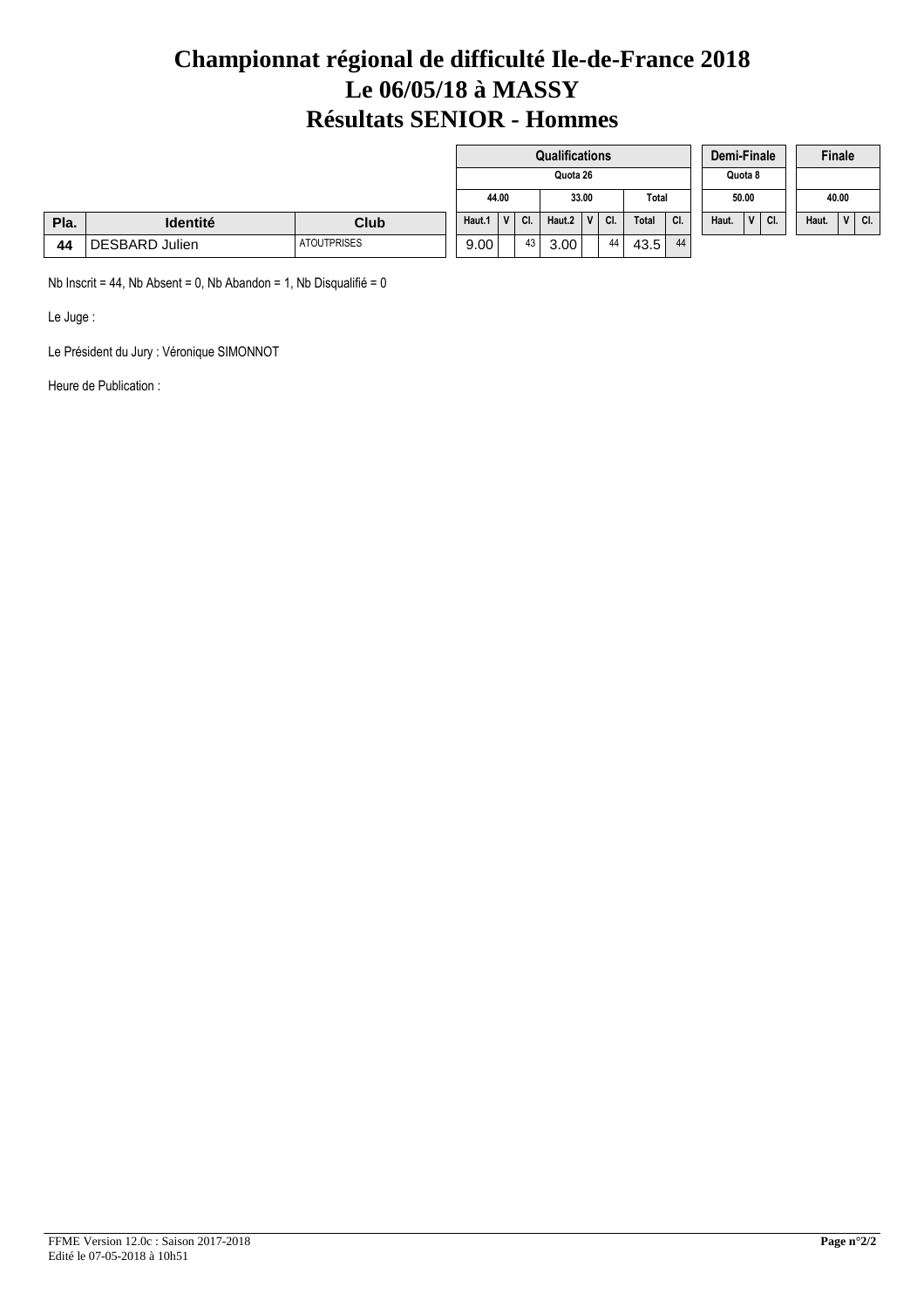# Championnat régional de difficulté Ile-de-France 2018
# Le 06/05/18 à MASSY
# Résultats SENIOR - Hommes

| | | | Qualifications | | | | | | | | Demi-Finale | | | Finale | | |
|---|---|---|---|---|---|---|---|---|---|---|---|---|---|---|---|---|
| | | | Quota 26 | | | | | | | | Quota 8 | | | | | |
| | | | 44.00 | | | 33.00 | | | Total | | 50.00 | | | 40.00 | | |
| Pla. | Identité | Club | Haut.1 | V | Cl. | Haut.2 | V | Cl. | Total | Cl. | Haut. | V | Cl. | Haut. | V | Cl. |
| 44 | DESBARD Julien | ATOUTPRISES | 9.00 | | 43 | 3.00 | | 44 | 43.5 | 44 | | | | | | |

Nb Inscrit = 44, Nb Absent = 0, Nb Abandon = 1, Nb Disqualifié = 0

Le Juge :

Le Président du Jury : Véronique SIMONNOT

Heure de Publication :

FFME Version 12.0c : Saison 2017-2018
Edité le 07-05-2018 à 10h51